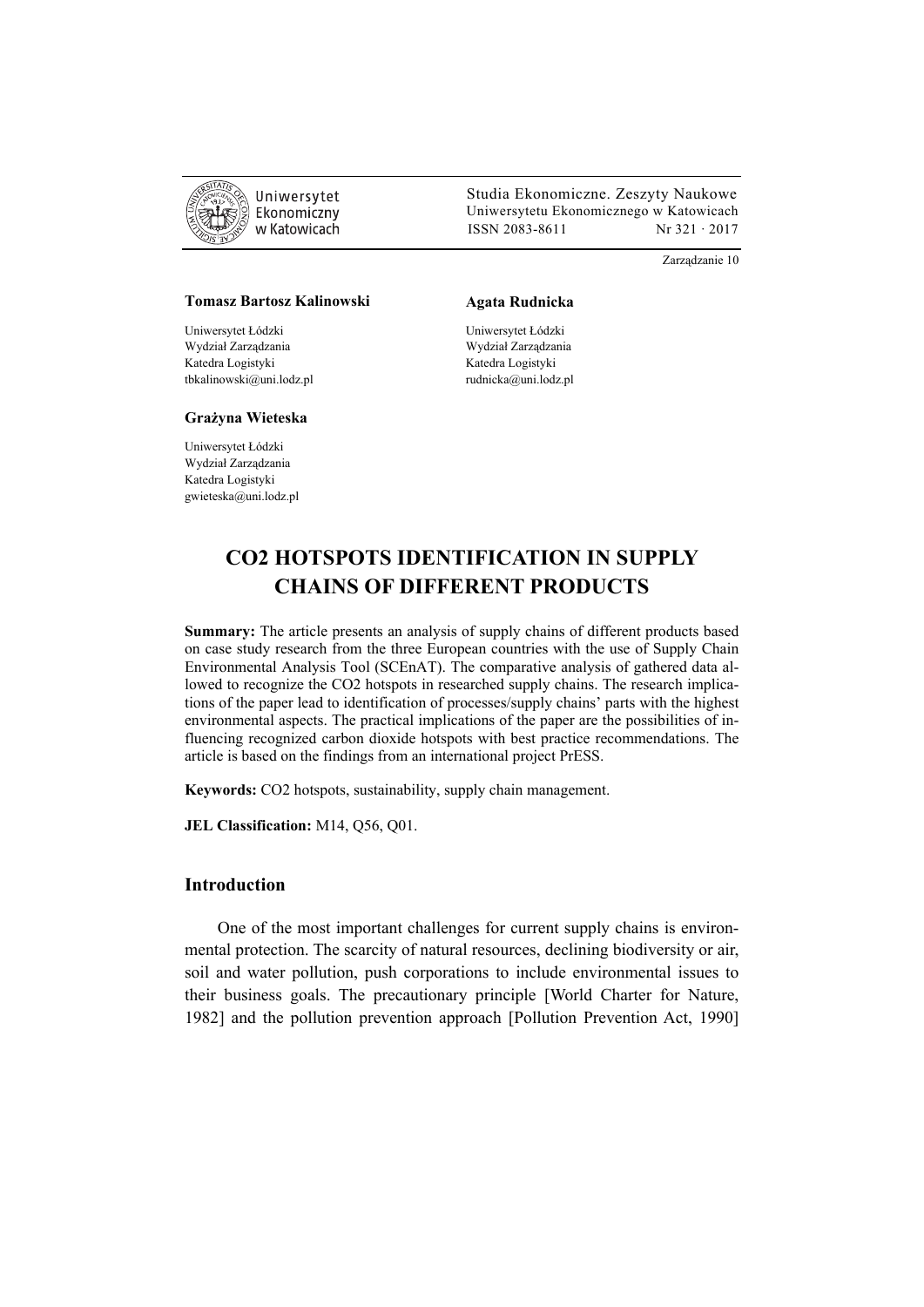Uniwersytet Ekonomiczny w Katowicach

Studia Ekonomiczne. Zeszyty Naukowe Uniwersytetu Ekonomicznego w Katowicach
ISSN 2083-8611 Nr 321 · 2017

Zarządzanie 10

**Tomasz Bartosz Kalinowski**

Uniwersytet Łódzki
Wydział Zarządzania
Katedra Logistyki
tbkalinowski@uni.lodz.pl

**Agata Rudnicka**

Uniwersytet Łódzki
Wydział Zarządzania
Katedra Logistyki
rudnicka@uni.lodz.pl

**Grażyna Wieteska**

Uniwersytet Łódzki
Wydział Zarządzania
Katedra Logistyki
gwieteska@uni.lodz.pl

# CO2 HOTSPOTS IDENTIFICATION IN SUPPLY CHAINS OF DIFFERENT PRODUCTS

**Summary:** The article presents an analysis of supply chains of different products based on case study research from the three European countries with the use of Supply Chain Environmental Analysis Tool (SCEnAT). The comparative analysis of gathered data allowed to recognize the CO2 hotspots in researched supply chains. The research implications of the paper lead to identification of processes/supply chains' parts with the highest environmental aspects. The practical implications of the paper are the possibilities of influencing recognized carbon dioxide hotspots with best practice recommendations. The article is based on the findings from an international project PrESS.

**Keywords:** CO2 hotspots, sustainability, supply chain management.

**JEL Classification:** M14, Q56, Q01.

## Introduction

One of the most important challenges for current supply chains is environmental protection. The scarcity of natural resources, declining biodiversity or air, soil and water pollution, push corporations to include environmental issues to their business goals. The precautionary principle [World Charter for Nature, 1982] and the pollution prevention approach [Pollution Prevention Act, 1990]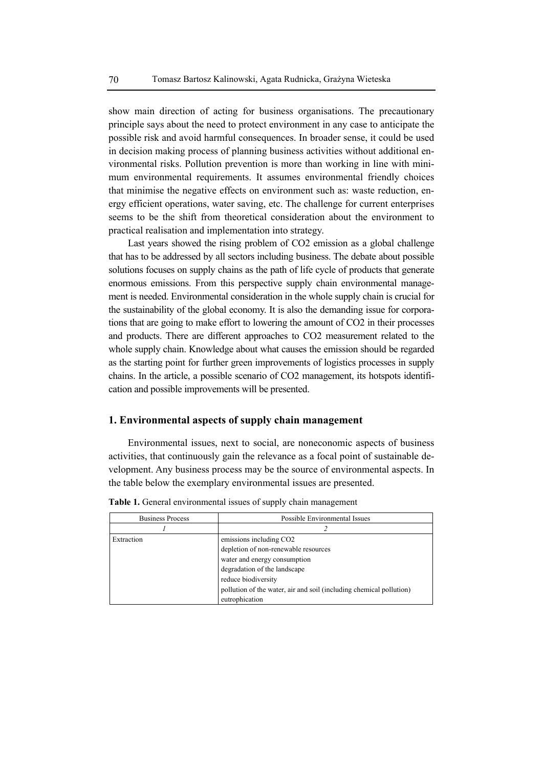show main direction of acting for business organisations. The precautionary principle says about the need to protect environment in any case to anticipate the possible risk and avoid harmful consequences. In broader sense, it could be used in decision making process of planning business activities without additional environmental risks. Pollution prevention is more than working in line with minimum environmental requirements. It assumes environmental friendly choices that minimise the negative effects on environment such as: waste reduction, energy efficient operations, water saving, etc. The challenge for current enterprises seems to be the shift from theoretical consideration about the environment to practical realisation and implementation into strategy.

Last years showed the rising problem of $CO_2$ emission as a global challenge that has to be addressed by all sectors including business. The debate about possible solutions focuses on supply chains as the path of life cycle of products that generate enormous emissions. From this perspective supply chain environmental management is needed. Environmental consideration in the whole supply chain is crucial for the sustainability of the global economy. It is also the demanding issue for corporations that are going to make effort to lowering the amount of $CO_2$ in their processes and products. There are different approaches to $CO_2$ measurement related to the whole supply chain. Knowledge about what causes the emission should be regarded as the starting point for further green improvements of logistics processes in supply chains. In the article, a possible scenario of $CO_2$ management, its hotspots identification and possible improvements will be presented.

## 1. Environmental aspects of supply chain management

Environmental issues, next to social, are noneconomic aspects of business activities, that continuously gain the relevance as a focal point of sustainable development. Any business process may be the source of environmental aspects. In the table below the exemplary environmental issues are presented.

**Table 1.** General environmental issues of supply chain management

| Business Process | Possible Environmental Issues |
|---|---|
| *1* | *2* |
| Extraction | emissions including $CO_2$<br>depletion of non-renewable resources<br>water and energy consumption<br>degradation of the landscape<br>reduce biodiversity<br>pollution of the water, air and soil (including chemical pollution)<br>eutrophication |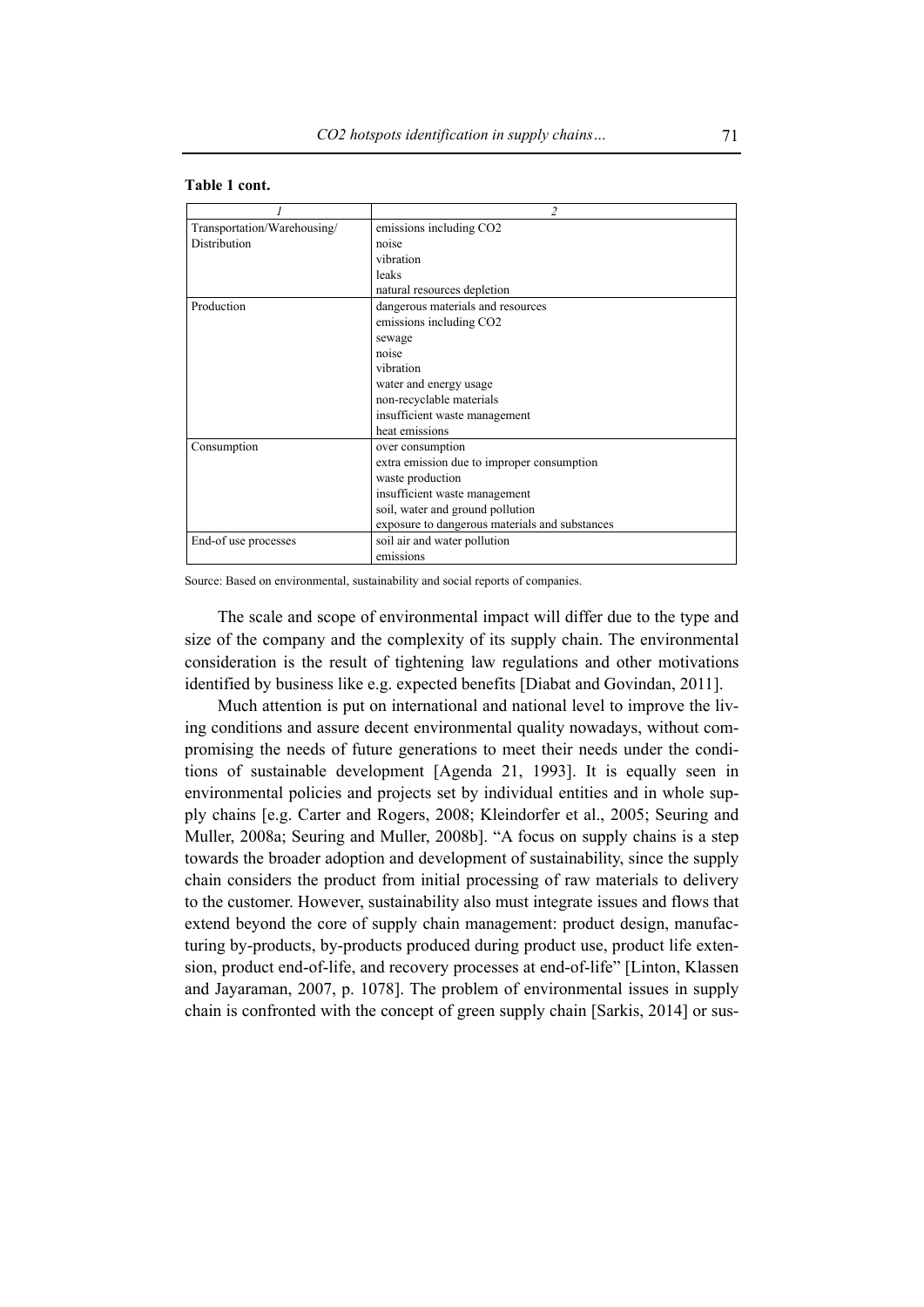**Table 1 cont.**

| *1* | *2* |
|---|---|
| Transportation/Warehousing/ Distribution | emissions including $CO_2$<br>noise<br>vibration<br>leaks<br>natural resources depletion |
| Production | dangerous materials and resources<br>emissions including $CO_2$<br>sewage<br>noise<br>vibration<br>water and energy usage<br>non-recyclable materials<br>insufficient waste management<br>heat emissions |
| Consumption | over consumption<br>extra emission due to improper consumption<br>waste production<br>insufficient waste management<br>soil, water and ground pollution<br>exposure to dangerous materials and substances |
| End-of use processes | soil air and water pollution<br>emissions |

Source: Based on environmental, sustainability and social reports of companies.

The scale and scope of environmental impact will differ due to the type and size of the company and the complexity of its supply chain. The environmental consideration is the result of tightening law regulations and other motivations identified by business like e.g. expected benefits [Diabat and Govindan, 2011].

Much attention is put on international and national level to improve the living conditions and assure decent environmental quality nowadays, without compromising the needs of future generations to meet their needs under the conditions of sustainable development [Agenda 21, 1993]. It is equally seen in environmental policies and projects set by individual entities and in whole supply chains [e.g. Carter and Rogers, 2008; Kleindorfer et al., 2005; Seuring and Muller, 2008a; Seuring and Muller, 2008b]. "A focus on supply chains is a step towards the broader adoption and development of sustainability, since the supply chain considers the product from initial processing of raw materials to delivery to the customer. However, sustainability also must integrate issues and flows that extend beyond the core of supply chain management: product design, manufacturing by-products, by-products produced during product use, product life extension, product end-of-life, and recovery processes at end-of-life" [Linton, Klassen and Jayaraman, 2007, p. 1078]. The problem of environmental issues in supply chain is confronted with the concept of green supply chain [Sarkis, 2014] or sus-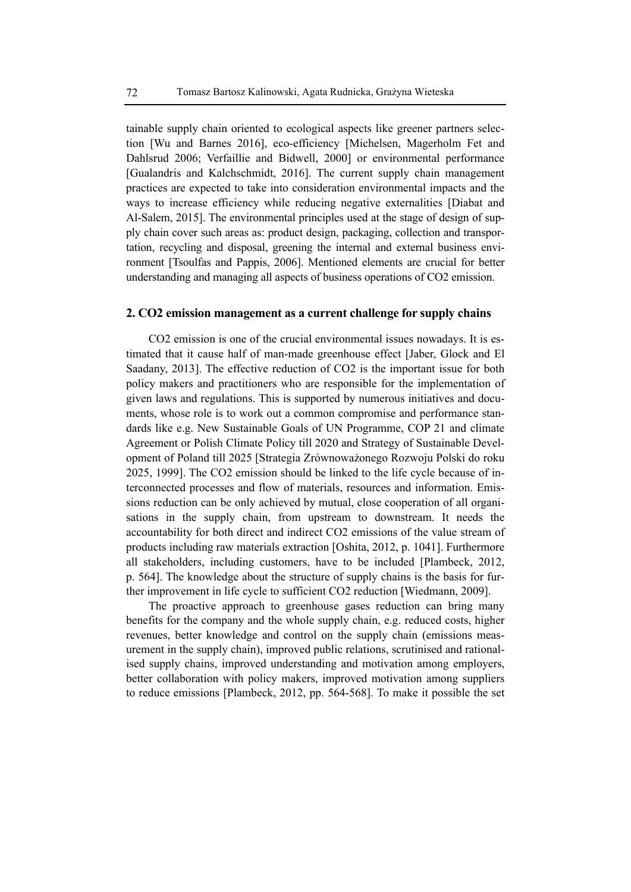tainable supply chain oriented to ecological aspects like greener partners selection [Wu and Barnes 2016], eco-efficiency [Michelsen, Magerholm Fet and Dahlsrud 2006; Verfaillie and Bidwell, 2000] or environmental performance [Gualandris and Kalchschmidt, 2016]. The current supply chain management practices are expected to take into consideration environmental impacts and the ways to increase efficiency while reducing negative externalities [Diabat and Al-Salem, 2015]. The environmental principles used at the stage of design of supply chain cover such areas as: product design, packaging, collection and transportation, recycling and disposal, greening the internal and external business environment [Tsoulfas and Pappis, 2006]. Mentioned elements are crucial for better understanding and managing all aspects of business operations of $CO_2$ emission.

## 2. $CO_2$ emission management as a current challenge for supply chains

$CO_2$ emission is one of the crucial environmental issues nowadays. It is estimated that it cause half of man-made greenhouse effect [Jaber, Glock and El Saadany, 2013]. The effective reduction of $CO_2$ is the important issue for both policy makers and practitioners who are responsible for the implementation of given laws and regulations. This is supported by numerous initiatives and documents, whose role is to work out a common compromise and performance standards like e.g. New Sustainable Goals of UN Programme, COP 21 and climate Agreement or Polish Climate Policy till 2020 and Strategy of Sustainable Development of Poland till 2025 [Strategia Zrównoważonego Rozwoju Polski do roku 2025, 1999]. The $CO_2$ emission should be linked to the life cycle because of interconnected processes and flow of materials, resources and information. Emissions reduction can be only achieved by mutual, close cooperation of all organisations in the supply chain, from upstream to downstream. It needs the accountability for both direct and indirect $CO_2$ emissions of the value stream of products including raw materials extraction [Oshita, 2012, p. 1041]. Furthermore all stakeholders, including customers, have to be included [Plambeck, 2012, p. 564]. The knowledge about the structure of supply chains is the basis for further improvement in life cycle to sufficient $CO_2$ reduction [Wiedmann, 2009].

The proactive approach to greenhouse gases reduction can bring many benefits for the company and the whole supply chain, e.g. reduced costs, higher revenues, better knowledge and control on the supply chain (emissions measurement in the supply chain), improved public relations, scrutinised and rationalised supply chains, improved understanding and motivation among employers, better collaboration with policy makers, improved motivation among suppliers to reduce emissions [Plambeck, 2012, pp. 564-568]. To make it possible the set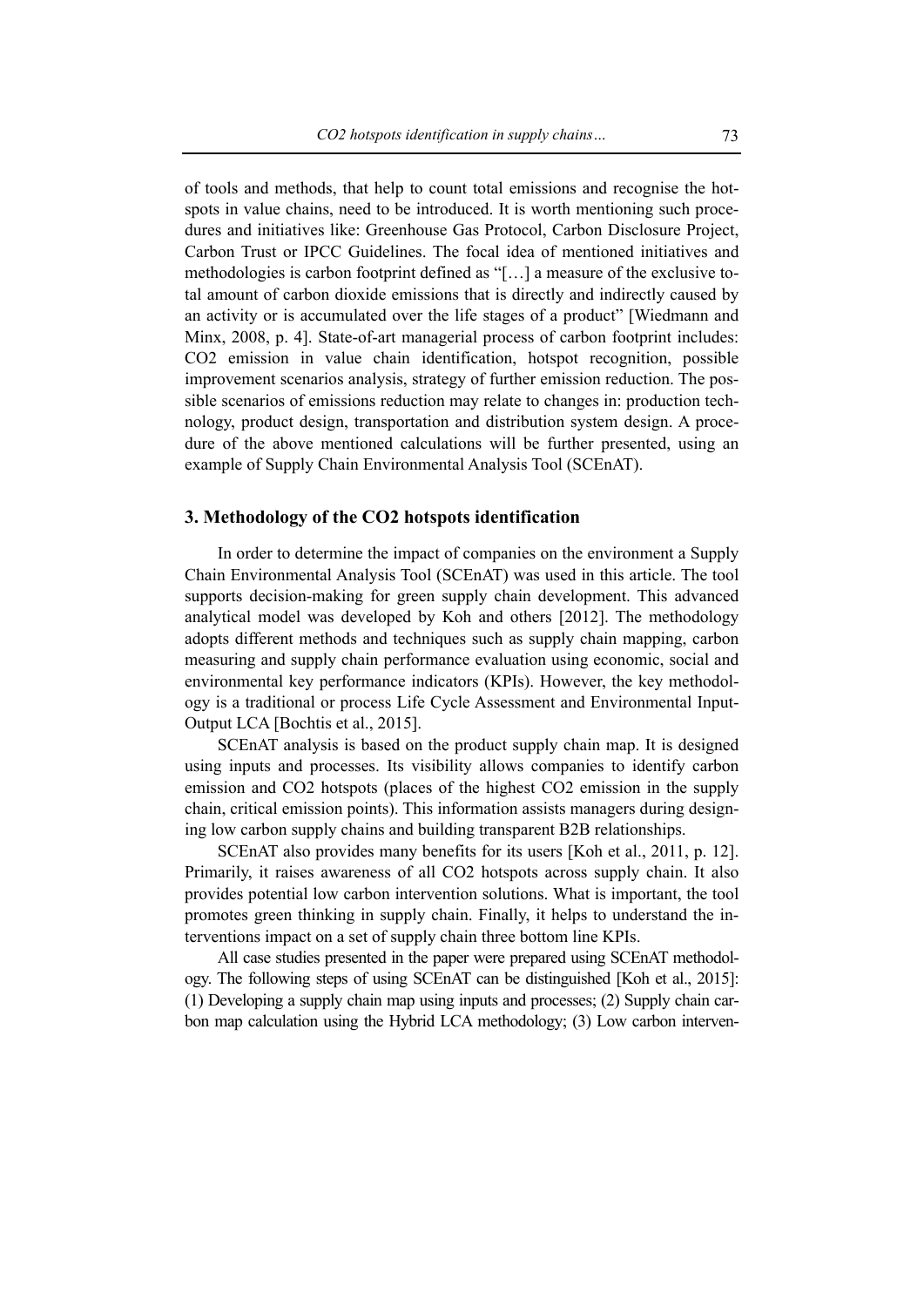of tools and methods, that help to count total emissions and recognise the hotspots in value chains, need to be introduced. It is worth mentioning such procedures and initiatives like: Greenhouse Gas Protocol, Carbon Disclosure Project, Carbon Trust or IPCC Guidelines. The focal idea of mentioned initiatives and methodologies is carbon footprint defined as "[…] a measure of the exclusive total amount of carbon dioxide emissions that is directly and indirectly caused by an activity or is accumulated over the life stages of a product" [Wiedmann and Minx, 2008, p. 4]. State-of-art managerial process of carbon footprint includes: $CO_2$ emission in value chain identification, hotspot recognition, possible improvement scenarios analysis, strategy of further emission reduction. The possible scenarios of emissions reduction may relate to changes in: production technology, product design, transportation and distribution system design. A procedure of the above mentioned calculations will be further presented, using an example of Supply Chain Environmental Analysis Tool (SCEnAT).

## 3. Methodology of the $CO_2$ hotspots identification

In order to determine the impact of companies on the environment a Supply Chain Environmental Analysis Tool (SCEnAT) was used in this article. The tool supports decision-making for green supply chain development. This advanced analytical model was developed by Koh and others [2012]. The methodology adopts different methods and techniques such as supply chain mapping, carbon measuring and supply chain performance evaluation using economic, social and environmental key performance indicators (KPIs). However, the key methodology is a traditional or process Life Cycle Assessment and Environmental Input-Output LCA [Bochtis et al., 2015].

SCEnAT analysis is based on the product supply chain map. It is designed using inputs and processes. Its visibility allows companies to identify carbon emission and $CO_2$ hotspots (places of the highest $CO_2$ emission in the supply chain, critical emission points). This information assists managers during designing low carbon supply chains and building transparent B2B relationships.

SCEnAT also provides many benefits for its users [Koh et al., 2011, p. 12]. Primarily, it raises awareness of all $CO_2$ hotspots across supply chain. It also provides potential low carbon intervention solutions. What is important, the tool promotes green thinking in supply chain. Finally, it helps to understand the interventions impact on a set of supply chain three bottom line KPIs.

All case studies presented in the paper were prepared using SCEnAT methodology. The following steps of using SCEnAT can be distinguished [Koh et al., 2015]: (1) Developing a supply chain map using inputs and processes; (2) Supply chain carbon map calculation using the Hybrid LCA methodology; (3) Low carbon interven-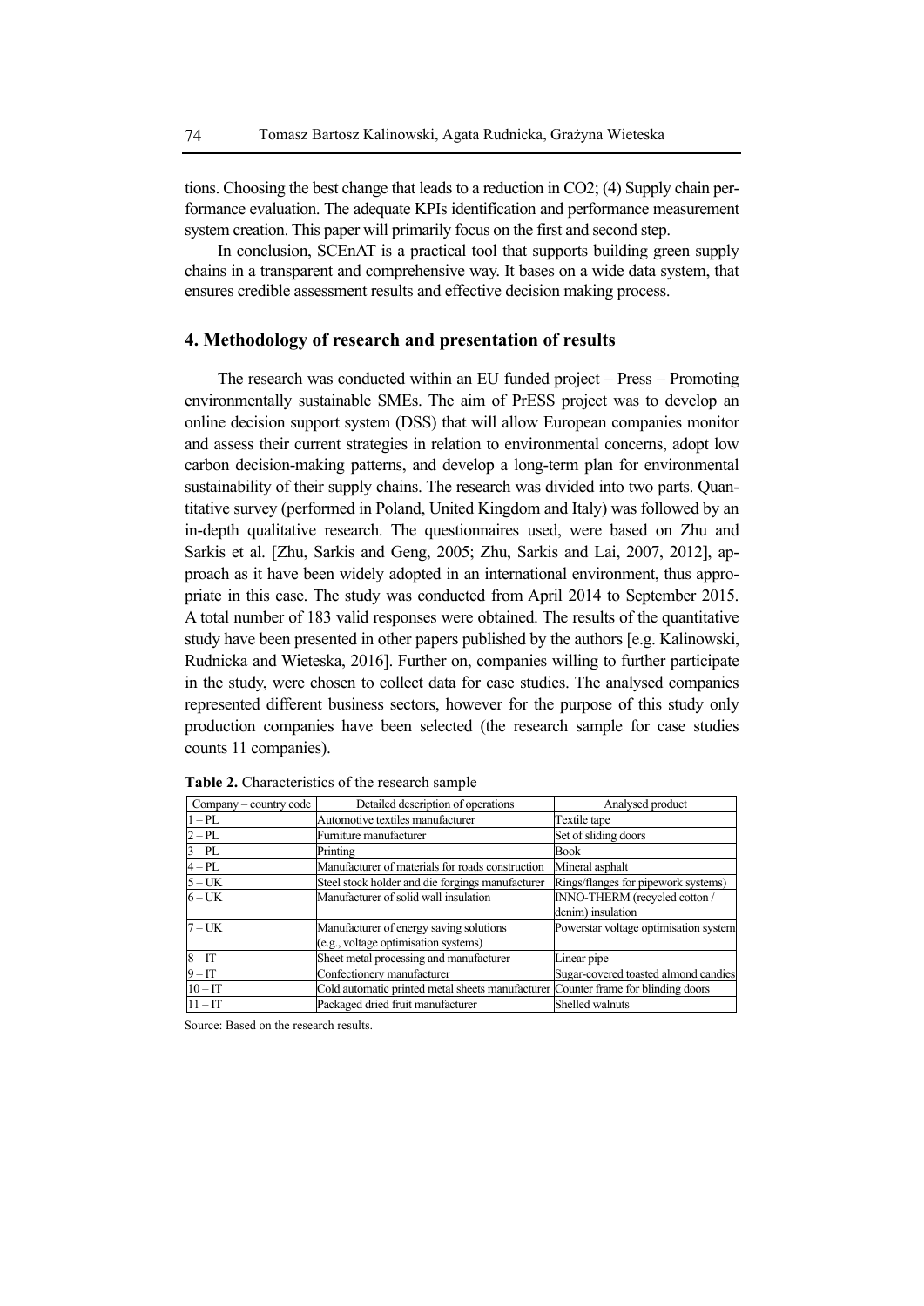tions. Choosing the best change that leads to a reduction in CO2; (4) Supply chain performance evaluation. The adequate KPIs identification and performance measurement system creation. This paper will primarily focus on the first and second step.

In conclusion, SCEnAT is a practical tool that supports building green supply chains in a transparent and comprehensive way. It bases on a wide data system, that ensures credible assessment results and effective decision making process.

## 4. Methodology of research and presentation of results

The research was conducted within an EU funded project – Press – Promoting environmentally sustainable SMEs. The aim of PrESS project was to develop an online decision support system (DSS) that will allow European companies monitor and assess their current strategies in relation to environmental concerns, adopt low carbon decision-making patterns, and develop a long-term plan for environmental sustainability of their supply chains. The research was divided into two parts. Quantitative survey (performed in Poland, United Kingdom and Italy) was followed by an in-depth qualitative research. The questionnaires used, were based on Zhu and Sarkis et al. [Zhu, Sarkis and Geng, 2005; Zhu, Sarkis and Lai, 2007, 2012], approach as it have been widely adopted in an international environment, thus appropriate in this case. The study was conducted from April 2014 to September 2015. A total number of 183 valid responses were obtained. The results of the quantitative study have been presented in other papers published by the authors [e.g. Kalinowski, Rudnicka and Wieteska, 2016]. Further on, companies willing to further participate in the study, were chosen to collect data for case studies. The analysed companies represented different business sectors, however for the purpose of this study only production companies have been selected (the research sample for case studies counts 11 companies).

**Table 2.** Characteristics of the research sample

| Company – country code | Detailed description of operations | Analysed product |
|---|---|---|
| 1 – PL | Automotive textiles manufacturer | Textile tape |
| 2 – PL | Furniture manufacturer | Set of sliding doors |
| 3 – PL | Printing | Book |
| 4 – PL | Manufacturer of materials for roads construction | Mineral asphalt |
| 5 – UK | Steel stock holder and die forgings manufacturer | Rings/flanges for pipework systems) |
| 6 – UK | Manufacturer of solid wall insulation | INNO-THERM (recycled cotton / denim) insulation |
| 7 – UK | Manufacturer of energy saving solutions (e.g., voltage optimisation systems) | Powerstar voltage optimisation system |
| 8 – IT | Sheet metal processing and manufacturer | Linear pipe |
| 9 – IT | Confectionery manufacturer | Sugar-covered toasted almond candies |
| 10 – IT | Cold automatic printed metal sheets manufacturer | Counter frame for blinding doors |
| 11 – IT | Packaged dried fruit manufacturer | Shelled walnuts |

Source: Based on the research results.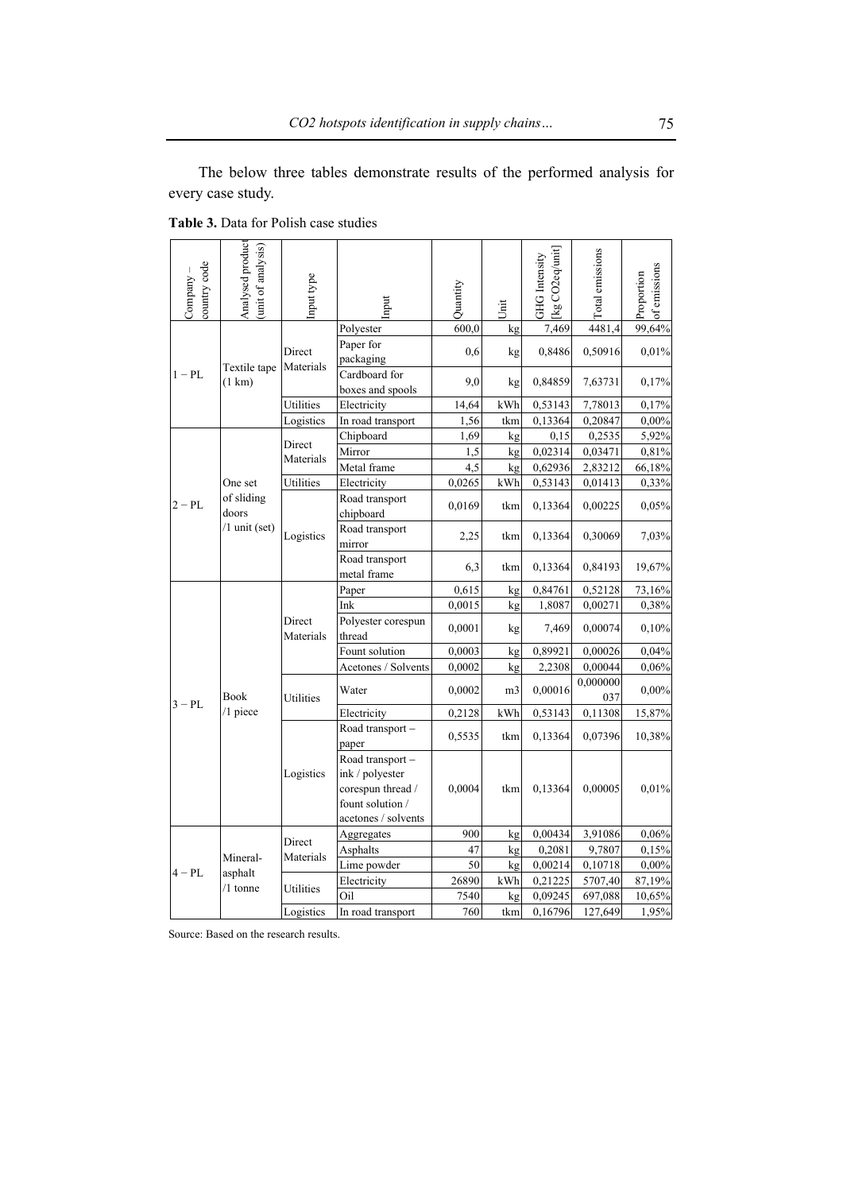The below three tables demonstrate results of the performed analysis for every case study.

**Table 3.** Data for Polish case studies

| Company – country code | Analysed product (unit of analysis) | Input type | Input | Quantity | Unit | GHG Intensity [kg CO2eq/unit] | Total emissions | Proportion of emissions |
|---|---|---|---|---|---|---|---|---|
| 1 – PL | Textile tape (1 km) | Direct Materials | Polyester | 600,0 | kg | 7,469 | 4481,4 | 99,64% |
| | | | Paper for packaging | 0,6 | kg | 0,8486 | 0,50916 | 0,01% |
| | | | Cardboard for boxes and spools | 9,0 | kg | 0,84859 | 7,63731 | 0,17% |
| | | Utilities | Electricity | 14,64 | kWh | 0,53143 | 7,78013 | 0,17% |
| | | Logistics | In road transport | 1,56 | tkm | 0,13364 | 0,20847 | 0,00% |
| 2 – PL | One set of sliding doors /1 unit (set) | Direct Materials | Chipboard | 1,69 | kg | 0,15 | 0,2535 | 5,92% |
| | | | Mirror | 1,5 | kg | 0,02314 | 0,03471 | 0,81% |
| | | | Metal frame | 4,5 | kg | 0,62936 | 2,83212 | 66,18% |
| | | Utilities | Electricity | 0,0265 | kWh | 0,53143 | 0,01413 | 0,33% |
| | | Logistics | Road transport chipboard | 0,0169 | tkm | 0,13364 | 0,00225 | 0,05% |
| | | | Road transport mirror | 2,25 | tkm | 0,13364 | 0,30069 | 7,03% |
| | | | Road transport metal frame | 6,3 | tkm | 0,13364 | 0,84193 | 19,67% |
| 3 – PL | Book /1 piece | Direct Materials | Paper | 0,615 | kg | 0,84761 | 0,52128 | 73,16% |
| | | | Ink | 0,0015 | kg | 1,8087 | 0,00271 | 0,38% |
| | | | Polyester corespun thread | 0,0001 | kg | 7,469 | 0,00074 | 0,10% |
| | | | Fount solution | 0,0003 | kg | 0,89921 | 0,00026 | 0,04% |
| | | | Acetones / Solvents | 0,0002 | kg | 2,2308 | 0,00044 | 0,06% |
| | | Utilities | Water | 0,0002 | m3 | 0,00016 | 0,000000037 | 0,00% |
| | | | Electricity | 0,2128 | kWh | 0,53143 | 0,11308 | 15,87% |
| | | Logistics | Road transport – paper | 0,5535 | tkm | 0,13364 | 0,07396 | 10,38% |
| | | | Road transport – ink / polyester corespun thread / fount solution / acetones / solvents | 0,0004 | tkm | 0,13364 | 0,00005 | 0,01% |
| 4 – PL | Mineral-asphalt /1 tonne | Direct Materials | Aggregates | 900 | kg | 0,00434 | 3,91086 | 0,06% |
| | | | Asphalts | 47 | kg | 0,2081 | 9,7807 | 0,15% |
| | | | Lime powder | 50 | kg | 0,00214 | 0,10718 | 0,00% |
| | | Utilities | Electricity | 26890 | kWh | 0,21225 | 5707,40 | 87,19% |
| | | | Oil | 7540 | kg | 0,09245 | 697,088 | 10,65% |
| | | Logistics | In road transport | 760 | tkm | 0,16796 | 127,649 | 1,95% |

Source: Based on the research results.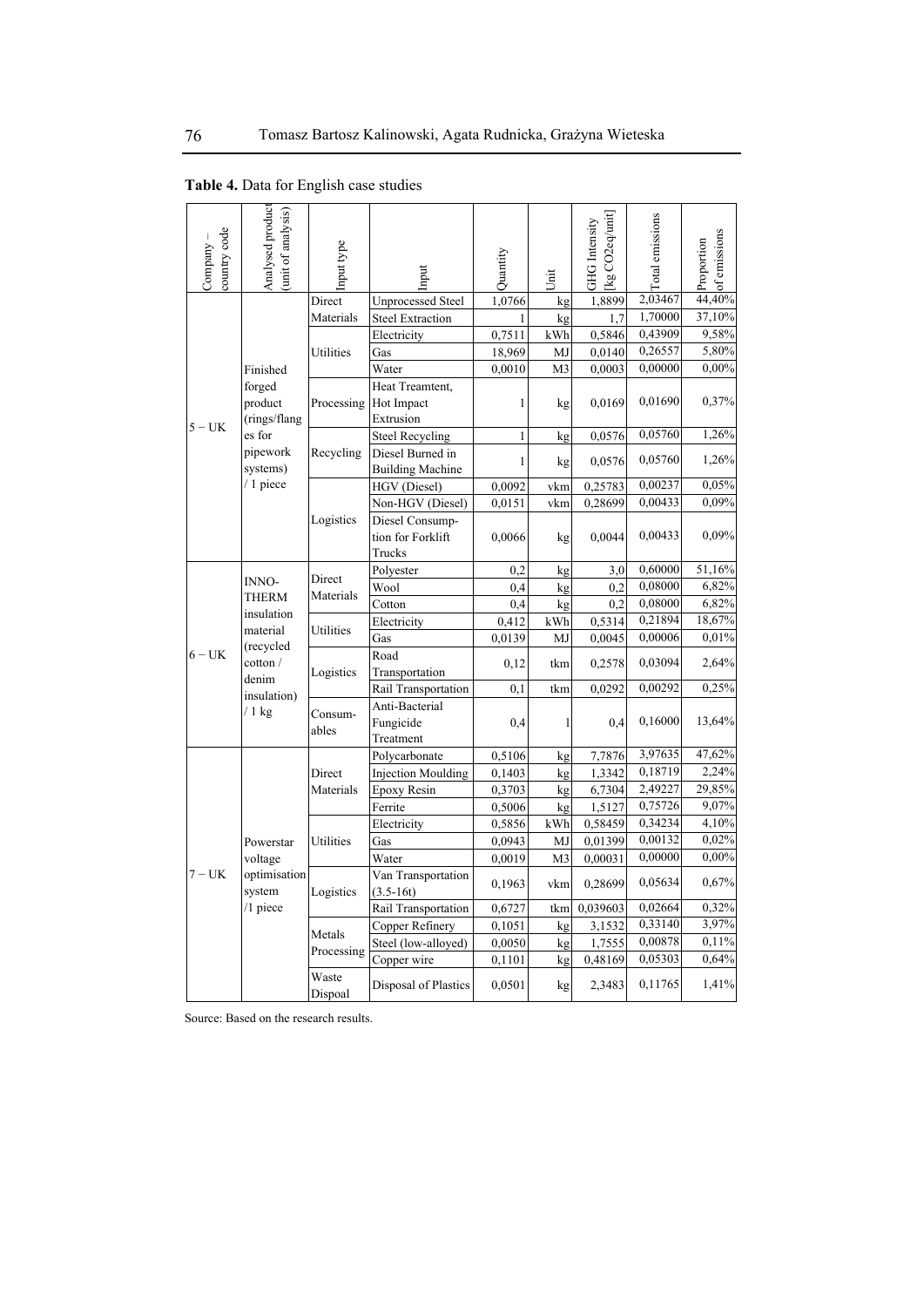**Table 4.** Data for English case studies

| Company – country code | Analysed product (unit of analysis) | Input type | Input | Quantity | Unit | GHG Intensity [kg CO2eq/unit] | Total emissions | Proportion of emissions |
|---|---|---|---|---|---|---|---|---|
| 5 – UK | Finished forged product (rings/flanges for pipework systems) / 1 piece | Direct Materials | Unprocessed Steel | 1,0766 | kg | 1,8899 | 2,03467 | 44,40% |
| | | | Steel Extraction | 1 | kg | 1,7 | 1,70000 | 37,10% |
| | | Utilities | Electricity | 0,7511 | kWh | 0,5846 | 0,43909 | 9,58% |
| | | | Gas | 18,969 | MJ | 0,0140 | 0,26557 | 5,80% |
| | | | Water | 0,0010 | M3 | 0,0003 | 0,00000 | 0,00% |
| | | Processing | Heat Treamtent, Hot Impact Extrusion | 1 | kg | 0,0169 | 0,01690 | 0,37% |
| | | Recycling | Steel Recycling | 1 | kg | 0,0576 | 0,05760 | 1,26% |
| | | | Diesel Burned in Building Machine | 1 | kg | 0,0576 | 0,05760 | 1,26% |
| | | Logistics | HGV (Diesel) | 0,0092 | vkm | 0,25783 | 0,00237 | 0,05% |
| | | | Non-HGV (Diesel) | 0,0151 | vkm | 0,28699 | 0,00433 | 0,09% |
| | | | Diesel Consumption for Forklift Trucks | 0,0066 | kg | 0,0044 | 0,00433 | 0,09% |
| 6 – UK | INNO-THERM insulation material (recycled cotton / denim insulation) / 1 kg | Direct Materials | Polyester | 0,2 | kg | 3,0 | 0,60000 | 51,16% |
| | | | Wool | 0,4 | kg | 0,2 | 0,08000 | 6,82% |
| | | | Cotton | 0,4 | kg | 0,2 | 0,08000 | 6,82% |
| | | Utilities | Electricity | 0,412 | kWh | 0,5314 | 0,21894 | 18,67% |
| | | | Gas | 0,0139 | MJ | 0,0045 | 0,00006 | 0,01% |
| | | Logistics | Road Transportation | 0,12 | tkm | 0,2578 | 0,03094 | 2,64% |
| | | | Rail Transportation | 0,1 | tkm | 0,0292 | 0,00292 | 0,25% |
| | | Consumables | Anti-Bacterial Fungicide Treatment | 0,4 | l | 0,4 | 0,16000 | 13,64% |
| 7 – UK | Powerstar voltage optimisation system /1 piece | Direct Materials | Polycarbonate | 0,5106 | kg | 7,7876 | 3,97635 | 47,62% |
| | | | Injection Moulding | 0,1403 | kg | 1,3342 | 0,18719 | 2,24% |
| | | | Epoxy Resin | 0,3703 | kg | 6,7304 | 2,49227 | 29,85% |
| | | | Ferrite | 0,5006 | kg | 1,5127 | 0,75726 | 9,07% |
| | | Utilities | Electricity | 0,5856 | kWh | 0,58459 | 0,34234 | 4,10% |
| | | | Gas | 0,0943 | MJ | 0,01399 | 0,00132 | 0,02% |
| | | | Water | 0,0019 | M3 | 0,00031 | 0,00000 | 0,00% |
| | | Logistics | Van Transportation (3.5-16t) | 0,1963 | vkm | 0,28699 | 0,05634 | 0,67% |
| | | | Rail Transportation | 0,6727 | tkm | 0,039603 | 0,02664 | 0,32% |
| | | Metals Processing | Copper Refinery | 0,1051 | kg | 3,1532 | 0,33140 | 3,97% |
| | | | Steel (low-alloyed) | 0,0050 | kg | 1,7555 | 0,00878 | 0,11% |
| | | | Copper wire | 0,1101 | kg | 0,48169 | 0,05303 | 0,64% |
| | | Waste Dispoal | Disposal of Plastics | 0,0501 | kg | 2,3483 | 0,11765 | 1,41% |

Source: Based on the research results.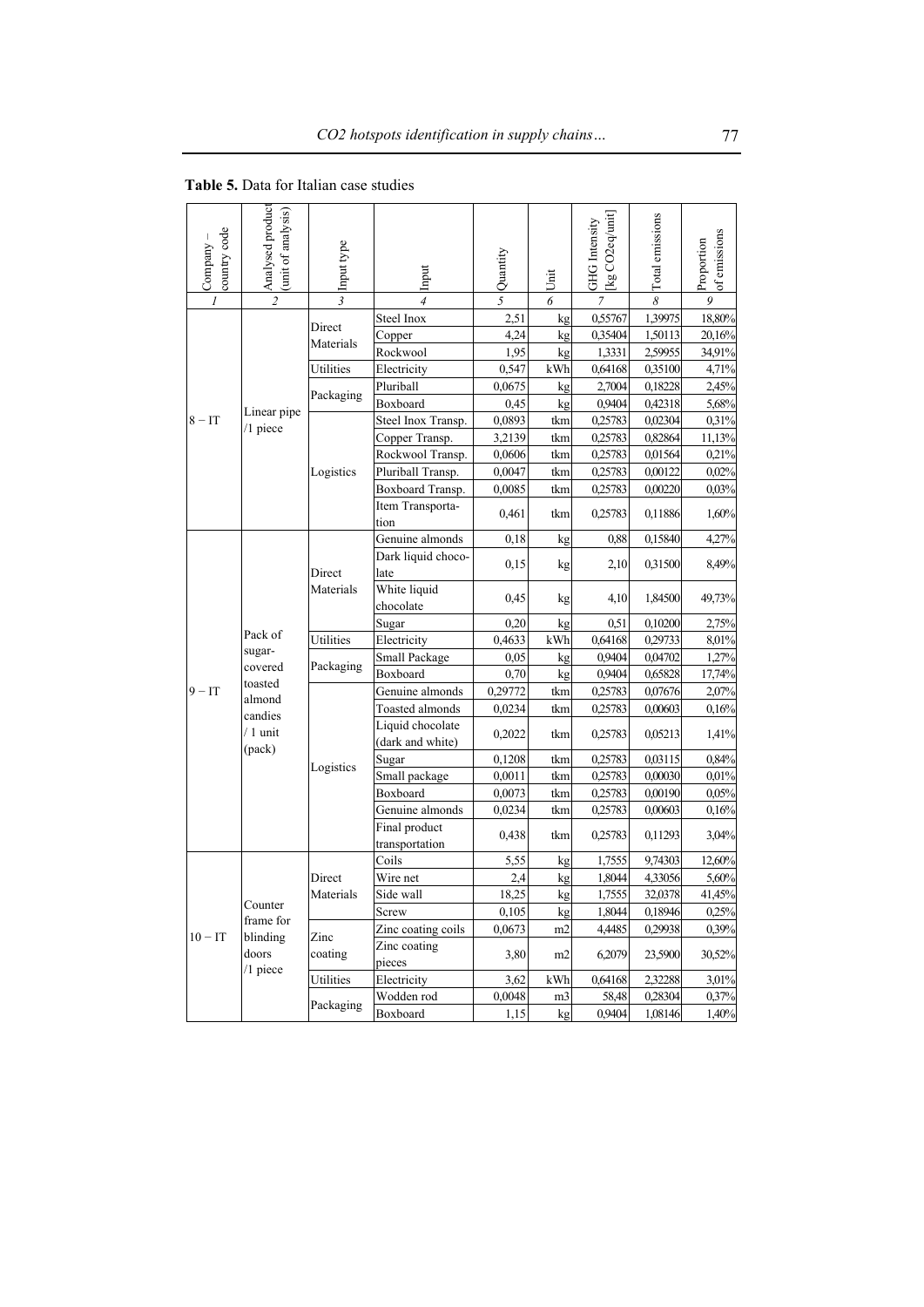**Table 5.** Data for Italian case studies

| Company – country code | Analysed product (unit of analysis) | Input type | Input | Quantity | Unit | GHG Intensity [kg CO2eq/unit] | Total emissions | Proportion of emissions |
|---|---|---|---|---|---|---|---|---|
| *1* | *2* | *3* | *4* | *5* | *6* | *7* | *8* | *9* |
| 8 – IT | Linear pipe /1 piece | Direct Materials | Steel Inox | 2,51 | kg | 0,55767 | 1,39975 | 18,80% |
| | | | Copper | 4,24 | kg | 0,35404 | 1,50113 | 20,16% |
| | | | Rockwool | 1,95 | kg | 1,3331 | 2,59955 | 34,91% |
| | | Utilities | Electricity | 0,547 | kWh | 0,64168 | 0,35100 | 4,71% |
| | | Packaging | Pluriball | 0,0675 | kg | 2,7004 | 0,18228 | 2,45% |
| | | | Boxboard | 0,45 | kg | 0,9404 | 0,42318 | 5,68% |
| | | Logistics | Steel Inox Transp. | 0,0893 | tkm | 0,25783 | 0,02304 | 0,31% |
| | | | Copper Transp. | 3,2139 | tkm | 0,25783 | 0,82864 | 11,13% |
| | | | Rockwool Transp. | 0,0606 | tkm | 0,25783 | 0,01564 | 0,21% |
| | | | Pluriball Transp. | 0,0047 | tkm | 0,25783 | 0,00122 | 0,02% |
| | | | Boxboard Transp. | 0,0085 | tkm | 0,25783 | 0,00220 | 0,03% |
| | | | Item Transportation | 0,461 | tkm | 0,25783 | 0,11886 | 1,60% |
| 9 – IT | Pack of sugar-covered toasted almond candies / 1 unit (pack) | Direct Materials | Genuine almonds | 0,18 | kg | 0,88 | 0,15840 | 4,27% |
| | | | Dark liquid chocolate | 0,15 | kg | 2,10 | 0,31500 | 8,49% |
| | | | White liquid chocolate | 0,45 | kg | 4,10 | 1,84500 | 49,73% |
| | | | Sugar | 0,20 | kg | 0,51 | 0,10200 | 2,75% |
| | | Utilities | Electricity | 0,4633 | kWh | 0,64168 | 0,29733 | 8,01% |
| | | Packaging | Small Package | 0,05 | kg | 0,9404 | 0,04702 | 1,27% |
| | | | Boxboard | 0,70 | kg | 0,9404 | 0,65828 | 17,74% |
| | | Logistics | Genuine almonds | 0,29772 | tkm | 0,25783 | 0,07676 | 2,07% |
| | | | Toasted almonds | 0,0234 | tkm | 0,25783 | 0,00603 | 0,16% |
| | | | Liquid chocolate (dark and white) | 0,2022 | tkm | 0,25783 | 0,05213 | 1,41% |
| | | | Sugar | 0,1208 | tkm | 0,25783 | 0,03115 | 0,84% |
| | | | Small package | 0,0011 | tkm | 0,25783 | 0,00030 | 0,01% |
| | | | Boxboard | 0,0073 | tkm | 0,25783 | 0,00190 | 0,05% |
| | | | Genuine almonds | 0,0234 | tkm | 0,25783 | 0,00603 | 0,16% |
| | | | Final product transportation | 0,438 | tkm | 0,25783 | 0,11293 | 3,04% |
| 10 – IT | Counter frame for blinding doors /1 piece | Direct Materials | Coils | 5,55 | kg | 1,7555 | 9,74303 | 12,60% |
| | | | Wire net | 2,4 | kg | 1,8044 | 4,33056 | 5,60% |
| | | | Side wall | 18,25 | kg | 1,7555 | 32,0378 | 41,45% |
| | | | Screw | 0,105 | kg | 1,8044 | 0,18946 | 0,25% |
| | | Zinc coating | Zinc coating coils | 0,0673 | m2 | 4,4485 | 0,29938 | 0,39% |
| | | | Zinc coating pieces | 3,80 | m2 | 6,2079 | 23,5900 | 30,52% |
| | | Utilities | Electricity | 3,62 | kWh | 0,64168 | 2,32288 | 3,01% |
| | | Packaging | Wodden rod | 0,0048 | m3 | 58,48 | 0,28304 | 0,37% |
| | | | Boxboard | 1,15 | kg | 0,9404 | 1,08146 | 1,40% |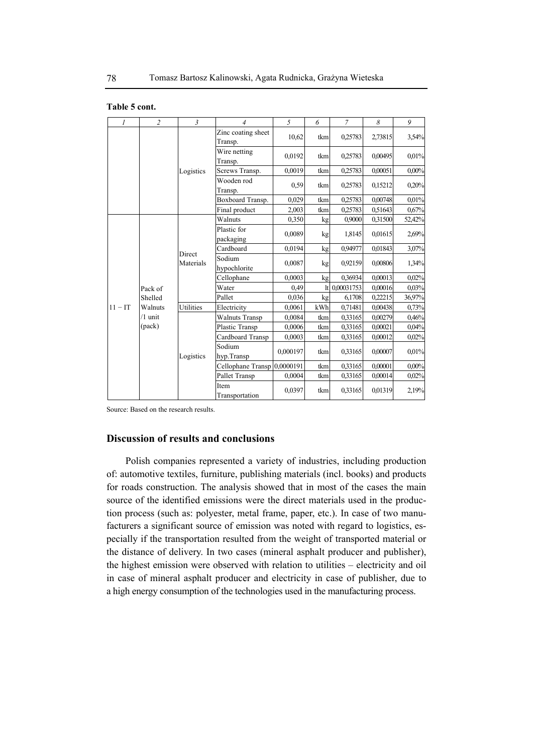**Table 5 cont.**

| 1 | 2 | 3 | 4 | 5 | 6 | 7 | 8 | 9 |
|---|---|---|---|---|---|---|---|---|
| | | Logistics | Zinc coating sheet Transp. | 10,62 | tkm | 0,25783 | 2,73815 | 3,54% |
| | | | Wire netting Transp. | 0,0192 | tkm | 0,25783 | 0,00495 | 0,01% |
| | | | Screws Transp. | 0,0019 | tkm | 0,25783 | 0,00051 | 0,00% |
| | | | Wooden rod Transp. | 0,59 | tkm | 0,25783 | 0,15212 | 0,20% |
| | | | Boxboard Transp. | 0,029 | tkm | 0,25783 | 0,00748 | 0,01% |
| | | | Final product | 2,003 | tkm | 0,25783 | 0,51643 | 0,67% |
| 11 – IT | Pack of Shelled Walnuts /1 unit (pack) | Direct Materials | Walnuts | 0,350 | kg | 0,9000 | 0,31500 | 52,42% |
| | | | Plastic for packaging | 0,0089 | kg | 1,8145 | 0,01615 | 2,69% |
| | | | Cardboard | 0,0194 | kg | 0,94977 | 0,01843 | 3,07% |
| | | | Sodium hypochlorite | 0,0087 | kg | 0,92159 | 0,00806 | 1,34% |
| | | | Cellophane | 0,0003 | kg | 0,36934 | 0,00013 | 0,02% |
| | | | Water | 0,49 | lt | 0,00031753 | 0,00016 | 0,03% |
| | | | Pallet | 0,036 | kg | 6,1708 | 0,22215 | 36,97% |
| | | Utilities | Electricity | 0,0061 | kWh | 0,71481 | 0,00438 | 0,73% |
| | | Logistics | Walnuts Transp | 0,0084 | tkm | 0,33165 | 0,00279 | 0,46% |
| | | | Plastic Transp | 0,0006 | tkm | 0,33165 | 0,00021 | 0,04% |
| | | | Cardboard Transp | 0,0003 | tkm | 0,33165 | 0,00012 | 0,02% |
| | | | Sodium hyp.Transp | 0,000197 | tkm | 0,33165 | 0,00007 | 0,01% |
| | | | Cellophane Transp | 0,0000191 | tkm | 0,33165 | 0,00001 | 0,00% |
| | | | Pallet Transp | 0,0004 | tkm | 0,33165 | 0,00014 | 0,02% |
| | | | Item Transportation | 0,0397 | tkm | 0,33165 | 0,01319 | 2,19% |

Source: Based on the research results.

## Discussion of results and conclusions

Polish companies represented a variety of industries, including production of: automotive textiles, furniture, publishing materials (incl. books) and products for roads construction. The analysis showed that in most of the cases the main source of the identified emissions were the direct materials used in the production process (such as: polyester, metal frame, paper, etc.). In case of two manufacturers a significant source of emission was noted with regard to logistics, especially if the transportation resulted from the weight of transported material or the distance of delivery. In two cases (mineral asphalt producer and publisher), the highest emission were observed with relation to utilities – electricity and oil in case of mineral asphalt producer and electricity in case of publisher, due to a high energy consumption of the technologies used in the manufacturing process.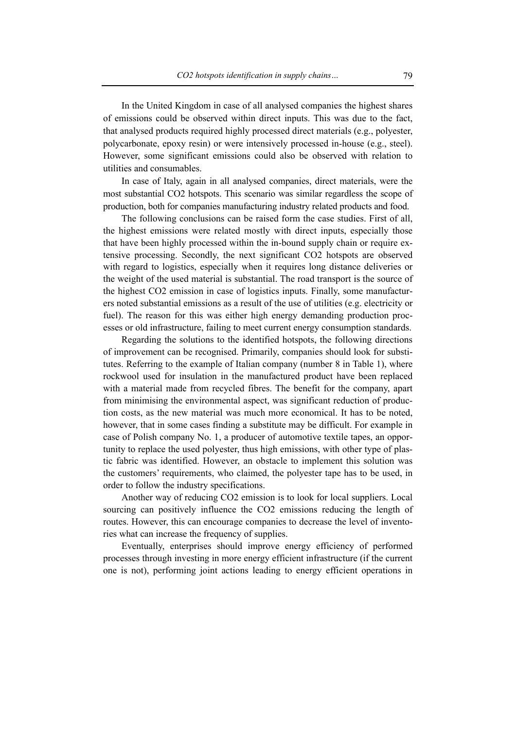In the United Kingdom in case of all analysed companies the highest shares of emissions could be observed within direct inputs. This was due to the fact, that analysed products required highly processed direct materials (e.g., polyester, polycarbonate, epoxy resin) or were intensively processed in-house (e.g., steel). However, some significant emissions could also be observed with relation to utilities and consumables.

In case of Italy, again in all analysed companies, direct materials, were the most substantial CO2 hotspots. This scenario was similar regardless the scope of production, both for companies manufacturing industry related products and food.

The following conclusions can be raised form the case studies. First of all, the highest emissions were related mostly with direct inputs, especially those that have been highly processed within the in-bound supply chain or require extensive processing. Secondly, the next significant CO2 hotspots are observed with regard to logistics, especially when it requires long distance deliveries or the weight of the used material is substantial. The road transport is the source of the highest CO2 emission in case of logistics inputs. Finally, some manufacturers noted substantial emissions as a result of the use of utilities (e.g. electricity or fuel). The reason for this was either high energy demanding production processes or old infrastructure, failing to meet current energy consumption standards.

Regarding the solutions to the identified hotspots, the following directions of improvement can be recognised. Primarily, companies should look for substitutes. Referring to the example of Italian company (number 8 in Table 1), where rockwool used for insulation in the manufactured product have been replaced with a material made from recycled fibres. The benefit for the company, apart from minimising the environmental aspect, was significant reduction of production costs, as the new material was much more economical. It has to be noted, however, that in some cases finding a substitute may be difficult. For example in case of Polish company No. 1, a producer of automotive textile tapes, an opportunity to replace the used polyester, thus high emissions, with other type of plastic fabric was identified. However, an obstacle to implement this solution was the customers' requirements, who claimed, the polyester tape has to be used, in order to follow the industry specifications.

Another way of reducing CO2 emission is to look for local suppliers. Local sourcing can positively influence the CO2 emissions reducing the length of routes. However, this can encourage companies to decrease the level of inventories what can increase the frequency of supplies.

Eventually, enterprises should improve energy efficiency of performed processes through investing in more energy efficient infrastructure (if the current one is not), performing joint actions leading to energy efficient operations in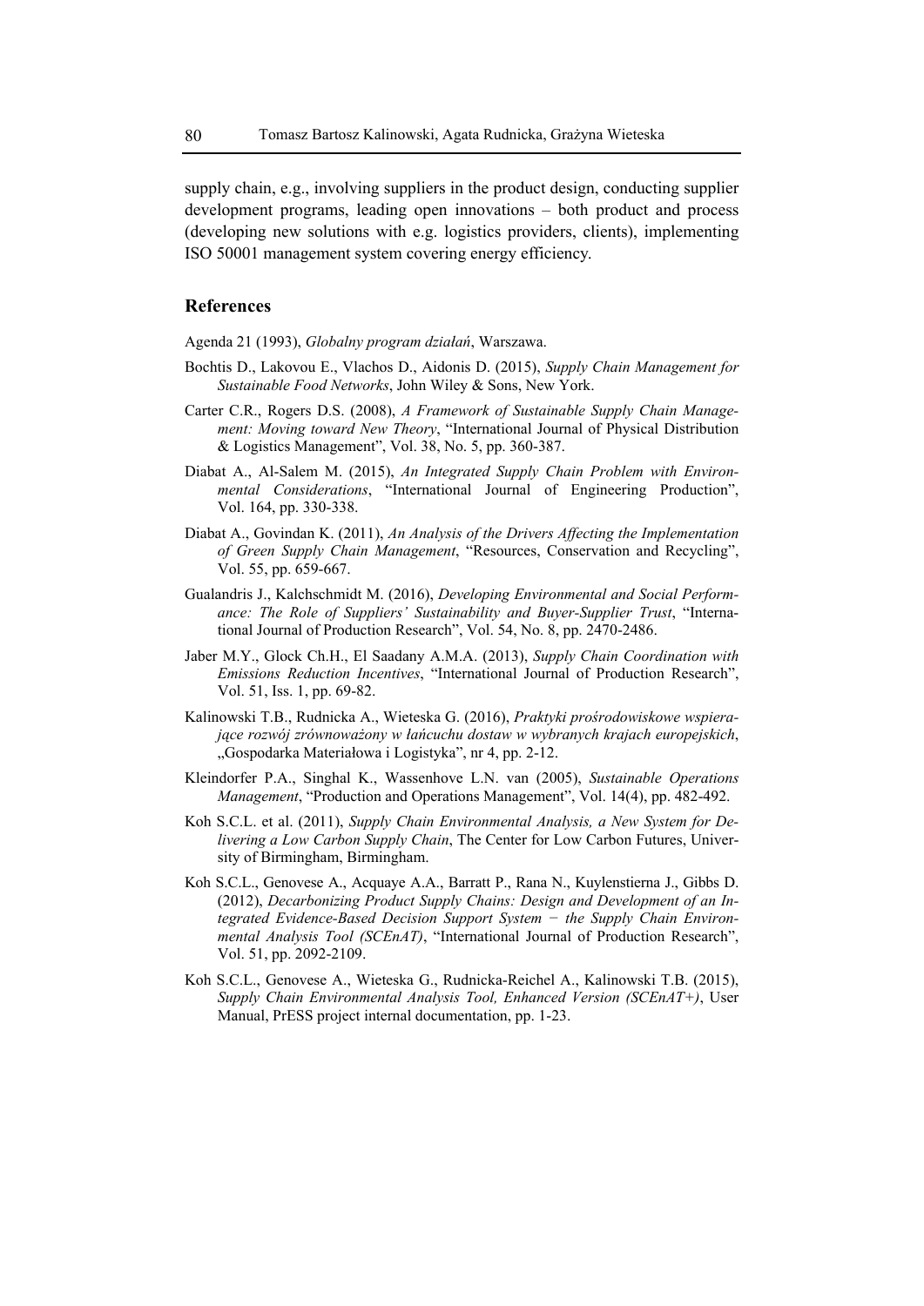supply chain, e.g., involving suppliers in the product design, conducting supplier development programs, leading open innovations – both product and process (developing new solutions with e.g. logistics providers, clients), implementing ISO 50001 management system covering energy efficiency.

## References

Agenda 21 (1993), *Globalny program działań*, Warszawa.

Bochtis D., Lakovou E., Vlachos D., Aidonis D. (2015), *Supply Chain Management for Sustainable Food Networks*, John Wiley & Sons, New York.

Carter C.R., Rogers D.S. (2008), *A Framework of Sustainable Supply Chain Management: Moving toward New Theory*, "International Journal of Physical Distribution & Logistics Management", Vol. 38, No. 5, pp. 360-387.

Diabat A., Al-Salem M. (2015), *An Integrated Supply Chain Problem with Environmental Considerations*, "International Journal of Engineering Production", Vol. 164, pp. 330-338.

Diabat A., Govindan K. (2011), *An Analysis of the Drivers Affecting the Implementation of Green Supply Chain Management*, "Resources, Conservation and Recycling", Vol. 55, pp. 659-667.

Gualandris J., Kalchschmidt M. (2016), *Developing Environmental and Social Performance: The Role of Suppliers' Sustainability and Buyer-Supplier Trust*, "International Journal of Production Research", Vol. 54, No. 8, pp. 2470-2486.

Jaber M.Y., Glock Ch.H., El Saadany A.M.A. (2013), *Supply Chain Coordination with Emissions Reduction Incentives*, "International Journal of Production Research", Vol. 51, Iss. 1, pp. 69-82.

Kalinowski T.B., Rudnicka A., Wieteska G. (2016), *Praktyki prośrodowiskowe wspierające rozwój zrównoważony w łańcuchu dostaw w wybranych krajach europejskich*, „Gospodarka Materiałowa i Logistyka", nr 4, pp. 2-12.

Kleindorfer P.A., Singhal K., Wassenhove L.N. van (2005), *Sustainable Operations Management*, "Production and Operations Management", Vol. 14(4), pp. 482-492.

Koh S.C.L. et al. (2011), *Supply Chain Environmental Analysis, a New System for Delivering a Low Carbon Supply Chain*, The Center for Low Carbon Futures, University of Birmingham, Birmingham.

Koh S.C.L., Genovese A., Acquaye A.A., Barratt P., Rana N., Kuylenstierna J., Gibbs D. (2012), *Decarbonizing Product Supply Chains: Design and Development of an Integrated Evidence-Based Decision Support System − the Supply Chain Environmental Analysis Tool (SCEnAT)*, "International Journal of Production Research", Vol. 51, pp. 2092-2109.

Koh S.C.L., Genovese A., Wieteska G., Rudnicka-Reichel A., Kalinowski T.B. (2015), *Supply Chain Environmental Analysis Tool, Enhanced Version (SCEnAT+)*, User Manual, PrESS project internal documentation, pp. 1-23.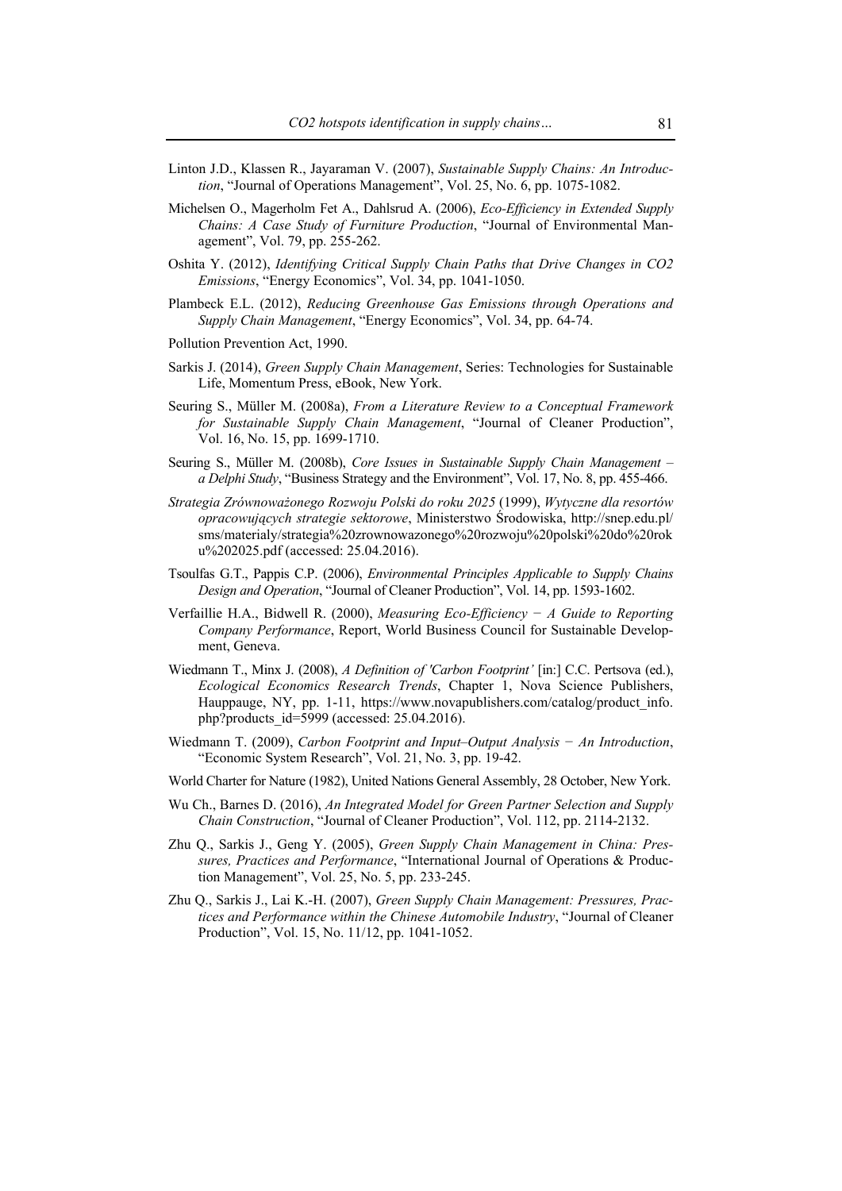Linton J.D., Klassen R., Jayaraman V. (2007), *Sustainable Supply Chains: An Introduction*, "Journal of Operations Management", Vol. 25, No. 6, pp. 1075-1082.

Michelsen O., Magerholm Fet A., Dahlsrud A. (2006), *Eco-Efficiency in Extended Supply Chains: A Case Study of Furniture Production*, "Journal of Environmental Management", Vol. 79, pp. 255-262.

Oshita Y. (2012), *Identifying Critical Supply Chain Paths that Drive Changes in CO2 Emissions*, "Energy Economics", Vol. 34, pp. 1041-1050.

Plambeck E.L. (2012), *Reducing Greenhouse Gas Emissions through Operations and Supply Chain Management*, "Energy Economics", Vol. 34, pp. 64-74.

Pollution Prevention Act, 1990.

Sarkis J. (2014), *Green Supply Chain Management*, Series: Technologies for Sustainable Life, Momentum Press, eBook, New York.

Seuring S., Müller M. (2008a), *From a Literature Review to a Conceptual Framework for Sustainable Supply Chain Management*, "Journal of Cleaner Production", Vol. 16, No. 15, pp. 1699-1710.

Seuring S., Müller M. (2008b), *Core Issues in Sustainable Supply Chain Management – a Delphi Study*, "Business Strategy and the Environment", Vol. 17, No. 8, pp. 455-466.

*Strategia Zrównoważonego Rozwoju Polski do roku 2025* (1999), *Wytyczne dla resortów opracowujących strategie sektorowe*, Ministerstwo Środowiska, http://snep.edu.pl/sms/materialy/strategia%20zrownowazonego%20rozwoju%20polski%20do%20roku%202025.pdf (accessed: 25.04.2016).

Tsoulfas G.T., Pappis C.P. (2006), *Environmental Principles Applicable to Supply Chains Design and Operation*, "Journal of Cleaner Production", Vol. 14, pp. 1593-1602.

Verfaillie H.A., Bidwell R. (2000), *Measuring Eco-Efficiency − A Guide to Reporting Company Performance*, Report, World Business Council for Sustainable Development, Geneva.

Wiedmann T., Minx J. (2008), *A Definition of 'Carbon Footprint'* [in:] C.C. Pertsova (ed.), *Ecological Economics Research Trends*, Chapter 1, Nova Science Publishers, Hauppauge, NY, pp. 1-11, https://www.novapublishers.com/catalog/product_info.php?products_id=5999 (accessed: 25.04.2016).

Wiedmann T. (2009), *Carbon Footprint and Input–Output Analysis − An Introduction*, "Economic System Research", Vol. 21, No. 3, pp. 19-42.

World Charter for Nature (1982), United Nations General Assembly, 28 October, New York.

Wu Ch., Barnes D. (2016), *An Integrated Model for Green Partner Selection and Supply Chain Construction*, "Journal of Cleaner Production", Vol. 112, pp. 2114-2132.

Zhu Q., Sarkis J., Geng Y. (2005), *Green Supply Chain Management in China: Pressures, Practices and Performance*, "International Journal of Operations & Production Management", Vol. 25, No. 5, pp. 233-245.

Zhu Q., Sarkis J., Lai K.-H. (2007), *Green Supply Chain Management: Pressures, Practices and Performance within the Chinese Automobile Industry*, "Journal of Cleaner Production", Vol. 15, No. 11/12, pp. 1041-1052.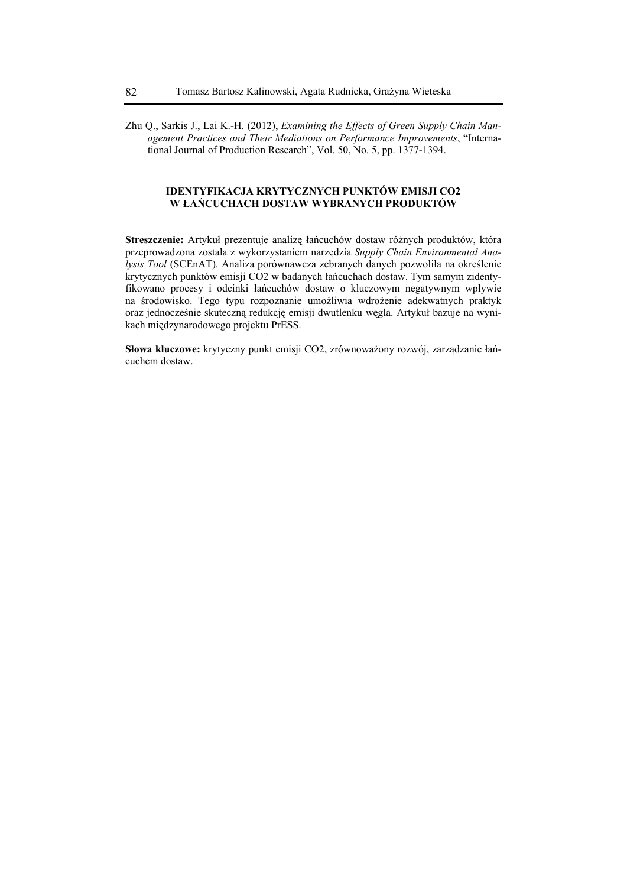Zhu Q., Sarkis J., Lai K.-H. (2012), *Examining the Effects of Green Supply Chain Management Practices and Their Mediations on Performance Improvements*, "International Journal of Production Research", Vol. 50, No. 5, pp. 1377-1394.

## IDENTYFIKACJA KRYTYCZNYCH PUNKTÓW EMISJI CO2 W ŁAŃCUCHACH DOSTAW WYBRANYCH PRODUKTÓW

**Streszczenie:** Artykuł prezentuje analizę łańcuchów dostaw różnych produktów, która przeprowadzona została z wykorzystaniem narzędzia *Supply Chain Environmental Analysis Tool* (SCEnAT). Analiza porównawcza zebranych danych pozwoliła na określenie krytycznych punktów emisji CO2 w badanych łańcuchach dostaw. Tym samym zidentyfikowano procesy i odcinki łańcuchów dostaw o kluczowym negatywnym wpływie na środowisko. Tego typu rozpoznanie umożliwia wdrożenie adekwatnych praktyk oraz jednocześnie skuteczną redukcję emisji dwutlenku węgla. Artykuł bazuje na wynikach międzynarodowego projektu PrESS.

**Słowa kluczowe:** krytyczny punkt emisji CO2, zrównoważony rozwój, zarządzanie łańcuchem dostaw.